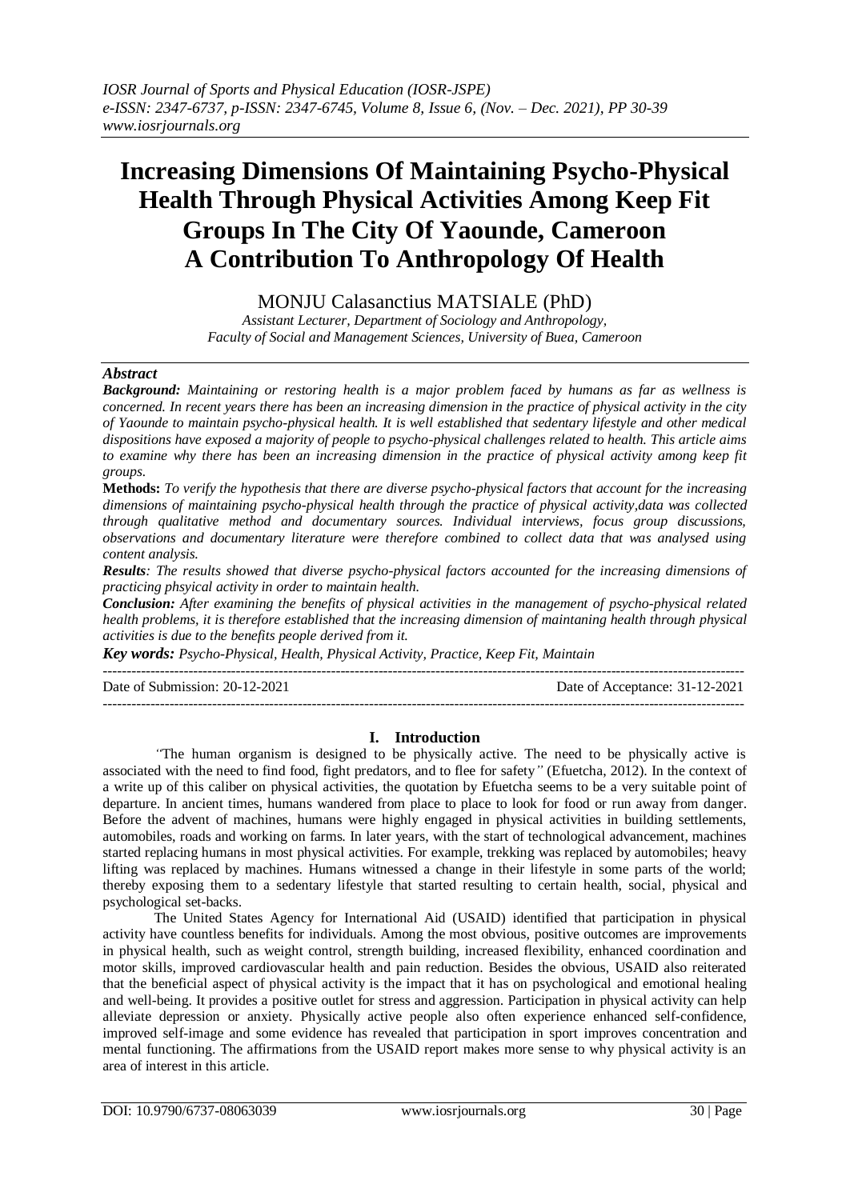# Increasing Dimensions Of Maintaining Psycho-Physical Health Through Physical Activities Among Keep Fit Groups In The City Of Yaounde, Cameroon A Contribution To Anthropology Of Health

MONJU Calasanctius MATSIALE (PhD)

*Assistant Lecturer, Department of Sociology and Anthropology, Faculty of Social and Management Sciences, University of Buea, Cameroon*

## *Abstract*

***Background:*** *Maintaining or restoring health is a major problem faced by humans as far as wellness is concerned. In recent years there has been an increasing dimension in the practice of physical activity in the city of Yaounde to maintain psycho-physical health. It is well established that sedentary lifestyle and other medical dispositions have exposed a majority of people to psycho-physical challenges related to health. This article aims to examine why there has been an increasing dimension in the practice of physical activity among keep fit groups.*

***Methods:*** *To verify the hypothesis that there are diverse psycho-physical factors that account for the increasing dimensions of maintaining psycho-physical health through the practice of physical activity,data was collected through qualitative method and documentary sources. Individual interviews, focus group discussions, observations and documentary literature were therefore combined to collect data that was analysed using content analysis.*

***Results****: The results showed that diverse psycho-physical factors accounted for the increasing dimensions of practicing phsyical activity in order to maintain health.*

***Conclusion:*** *After examining the benefits of physical activities in the management of psycho-physical related health problems, it is therefore established that the increasing dimension of maintaning health through physical activities is due to the benefits people derived from it.*

***Key words:*** *Psycho-Physical, Health, Physical Activity, Practice, Keep Fit, Maintain*

Date of Submission: 20-12-2021 Date of Acceptance: 31-12-2021

## I. Introduction

*"*The human organism is designed to be physically active. The need to be physically active is associated with the need to find food, fight predators, and to flee for safety*"* (Efuetcha, 2012). In the context of a write up of this caliber on physical activities, the quotation by Efuetcha seems to be a very suitable point of departure. In ancient times, humans wandered from place to place to look for food or run away from danger. Before the advent of machines, humans were highly engaged in physical activities in building settlements, automobiles, roads and working on farms. In later years, with the start of technological advancement, machines started replacing humans in most physical activities. For example, trekking was replaced by automobiles; heavy lifting was replaced by machines. Humans witnessed a change in their lifestyle in some parts of the world; thereby exposing them to a sedentary lifestyle that started resulting to certain health, social, physical and psychological set-backs.

The United States Agency for International Aid (USAID) identified that participation in physical activity have countless benefits for individuals. Among the most obvious, positive outcomes are improvements in physical health, such as weight control, strength building, increased flexibility, enhanced coordination and motor skills, improved cardiovascular health and pain reduction. Besides the obvious, USAID also reiterated that the beneficial aspect of physical activity is the impact that it has on psychological and emotional healing and well-being. It provides a positive outlet for stress and aggression. Participation in physical activity can help alleviate depression or anxiety. Physically active people also often experience enhanced self-confidence, improved self-image and some evidence has revealed that participation in sport improves concentration and mental functioning. The affirmations from the USAID report makes more sense to why physical activity is an area of interest in this article.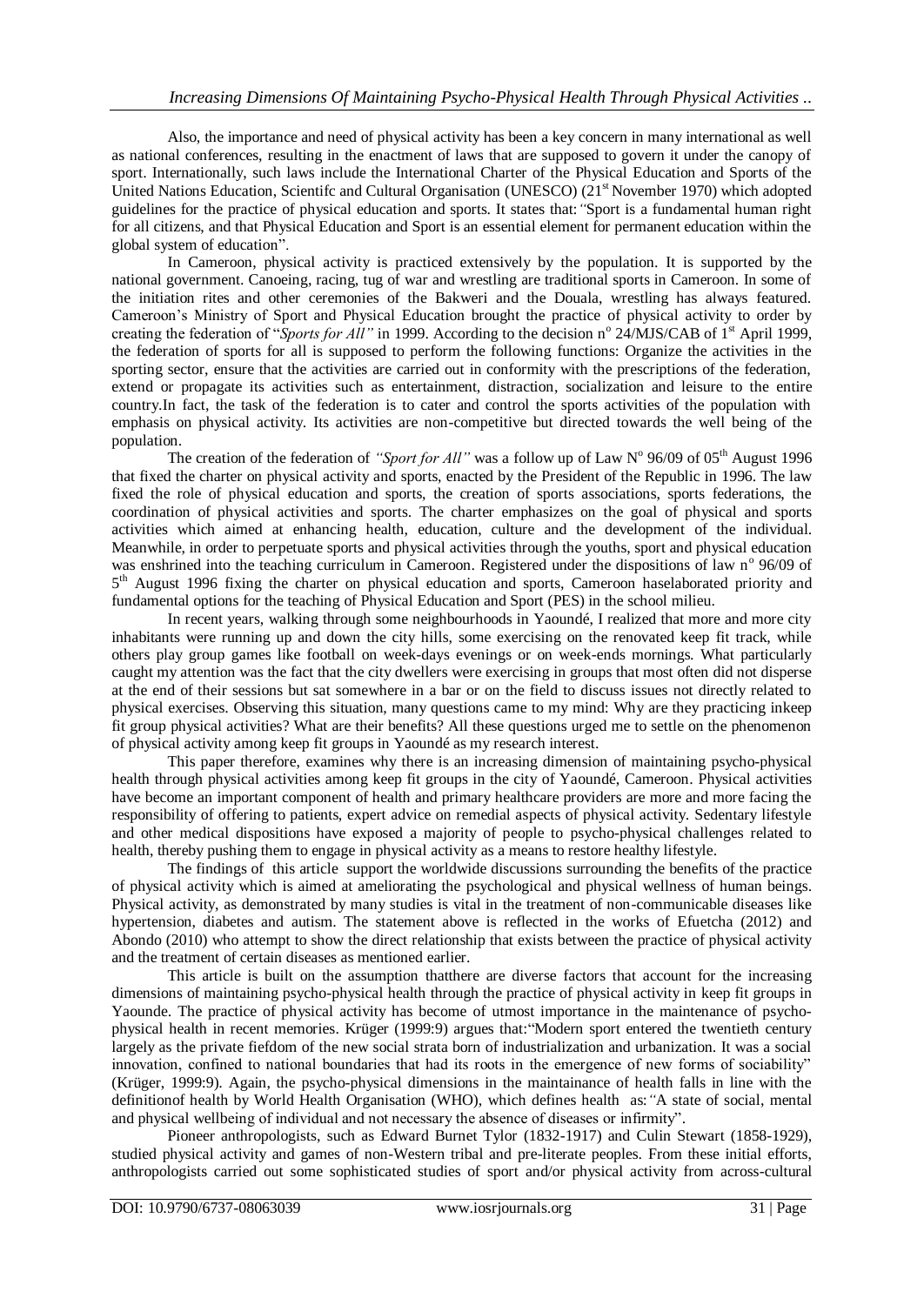Also, the importance and need of physical activity has been a key concern in many international as well as national conferences, resulting in the enactment of laws that are supposed to govern it under the canopy of sport. Internationally, such laws include the International Charter of the Physical Education and Sports of the United Nations Education, Scientifc and Cultural Organisation (UNESCO) (21st November 1970) which adopted guidelines for the practice of physical education and sports. It states that: "Sport is a fundamental human right for all citizens, and that Physical Education and Sport is an essential element for permanent education within the global system of education".

In Cameroon, physical activity is practiced extensively by the population. It is supported by the national government. Canoeing, racing, tug of war and wrestling are traditional sports in Cameroon. In some of the initiation rites and other ceremonies of the Bakweri and the Douala, wrestling has always featured. Cameroon's Ministry of Sport and Physical Education brought the practice of physical activity to order by creating the federation of "*Sports for All"* in 1999. According to the decision n° 24/MJS/CAB of 1st April 1999, the federation of sports for all is supposed to perform the following functions: Organize the activities in the sporting sector, ensure that the activities are carried out in conformity with the prescriptions of the federation, extend or propagate its activities such as entertainment, distraction, socialization and leisure to the entire country.In fact, the task of the federation is to cater and control the sports activities of the population with emphasis on physical activity. Its activities are non-competitive but directed towards the well being of the population.

The creation of the federation of *"Sport for All"* was a follow up of Law N° 96/09 of 05th August 1996 that fixed the charter on physical activity and sports, enacted by the President of the Republic in 1996. The law fixed the role of physical education and sports, the creation of sports associations, sports federations, the coordination of physical activities and sports. The charter emphasizes on the goal of physical and sports activities which aimed at enhancing health, education, culture and the development of the individual. Meanwhile, in order to perpetuate sports and physical activities through the youths, sport and physical education was enshrined into the teaching curriculum in Cameroon. Registered under the dispositions of law n° 96/09 of 5th August 1996 fixing the charter on physical education and sports, Cameroon haselaborated priority and fundamental options for the teaching of Physical Education and Sport (PES) in the school milieu.

In recent years, walking through some neighbourhoods in Yaoundé, I realized that more and more city inhabitants were running up and down the city hills, some exercising on the renovated keep fit track, while others play group games like football on week-days evenings or on week-ends mornings. What particularly caught my attention was the fact that the city dwellers were exercising in groups that most often did not disperse at the end of their sessions but sat somewhere in a bar or on the field to discuss issues not directly related to physical exercises. Observing this situation, many questions came to my mind: Why are they practicing inkeep fit group physical activities? What are their benefits? All these questions urged me to settle on the phenomenon of physical activity among keep fit groups in Yaoundé as my research interest.

This paper therefore, examines why there is an increasing dimension of maintaining psycho-physical health through physical activities among keep fit groups in the city of Yaoundé, Cameroon. Physical activities have become an important component of health and primary healthcare providers are more and more facing the responsibility of offering to patients, expert advice on remedial aspects of physical activity. Sedentary lifestyle and other medical dispositions have exposed a majority of people to psycho-physical challenges related to health, thereby pushing them to engage in physical activity as a means to restore healthy lifestyle.

The findings of this article support the worldwide discussions surrounding the benefits of the practice of physical activity which is aimed at ameliorating the psychological and physical wellness of human beings. Physical activity, as demonstrated by many studies is vital in the treatment of non-communicable diseases like hypertension, diabetes and autism. The statement above is reflected in the works of Efuetcha (2012) and Abondo (2010) who attempt to show the direct relationship that exists between the practice of physical activity and the treatment of certain diseases as mentioned earlier.

This article is built on the assumption thatthere are diverse factors that account for the increasing dimensions of maintaining psycho-physical health through the practice of physical activity in keep fit groups in Yaounde. The practice of physical activity has become of utmost importance in the maintenance of psycho-physical health in recent memories. Krüger (1999:9) argues that:"Modern sport entered the twentieth century largely as the private fiefdom of the new social strata born of industrialization and urbanization. It was a social innovation, confined to national boundaries that had its roots in the emergence of new forms of sociability" (Krüger, 1999:9). Again, the psycho-physical dimensions in the maintainance of health falls in line with the definitionof health by World Health Organisation (WHO), which defines health as: "A state of social, mental and physical wellbeing of individual and not necessary the absence of diseases or infirmity".

Pioneer anthropologists, such as Edward Burnet Tylor (1832-1917) and Culin Stewart (1858-1929), studied physical activity and games of non-Western tribal and pre-literate peoples. From these initial efforts, anthropologists carried out some sophisticated studies of sport and/or physical activity from across-cultural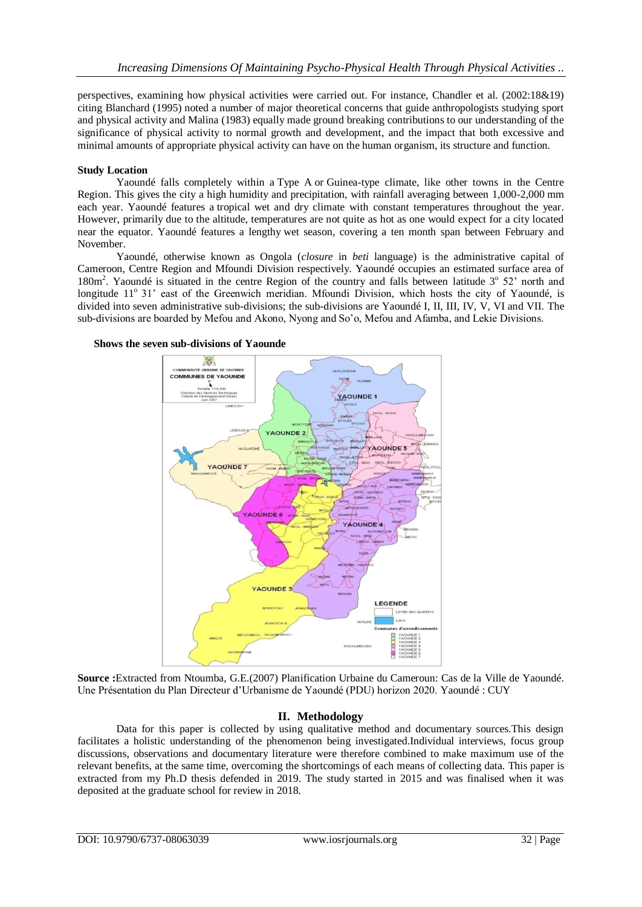perspectives, examining how physical activities were carried out. For instance, Chandler et al. (2002:18&19) citing Blanchard (1995) noted a number of major theoretical concerns that guide anthropologists studying sport and physical activity and Malina (1983) equally made ground breaking contributions to our understanding of the significance of physical activity to normal growth and development, and the impact that both excessive and minimal amounts of appropriate physical activity can have on the human organism, its structure and function.

**Study Location**

Yaoundé falls completely within a Type A or Guinea-type climate, like other towns in the Centre Region. This gives the city a high humidity and precipitation, with rainfall averaging between 1,000-2,000 mm each year. Yaoundé features a tropical wet and dry climate with constant temperatures throughout the year. However, primarily due to the altitude, temperatures are not quite as hot as one would expect for a city located near the equator. Yaoundé features a lengthy wet season, covering a ten month span between February and November.

Yaoundé, otherwise known as Ongola (*closure* in *beti* language) is the administrative capital of Cameroon, Centre Region and Mfoundi Division respectively. Yaoundé occupies an estimated surface area of 180m$^2$. Yaoundé is situated in the centre Region of the country and falls between latitude 3$^o$ 52' north and longitude 11$^o$ 31' east of the Greenwich meridian. Mfoundi Division, which hosts the city of Yaoundé, is divided into seven administrative sub-divisions; the sub-divisions are Yaoundé I, II, III, IV, V, VI and VII. The sub-divisions are boarded by Mefou and Akono, Nyong and So'o, Mefou and Afamba, and Lekie Divisions.

**Shows the seven sub-divisions of Yaounde**

**Source :**Extracted from Ntoumba, G.E.(2007) Planification Urbaine du Cameroun: Cas de la Ville de Yaoundé. Une Présentation du Plan Directeur d'Urbanisme de Yaoundé (PDU) horizon 2020. Yaoundé : CUY

## II. Methodology

Data for this paper is collected by using qualitative method and documentary sources.This design facilitates a holistic understanding of the phenomenon being investigated.Individual interviews, focus group discussions, observations and documentary literature were therefore combined to make maximum use of the relevant benefits, at the same time, overcoming the shortcomings of each means of collecting data. This paper is extracted from my Ph.D thesis defended in 2019. The study started in 2015 and was finalised when it was deposited at the graduate school for review in 2018.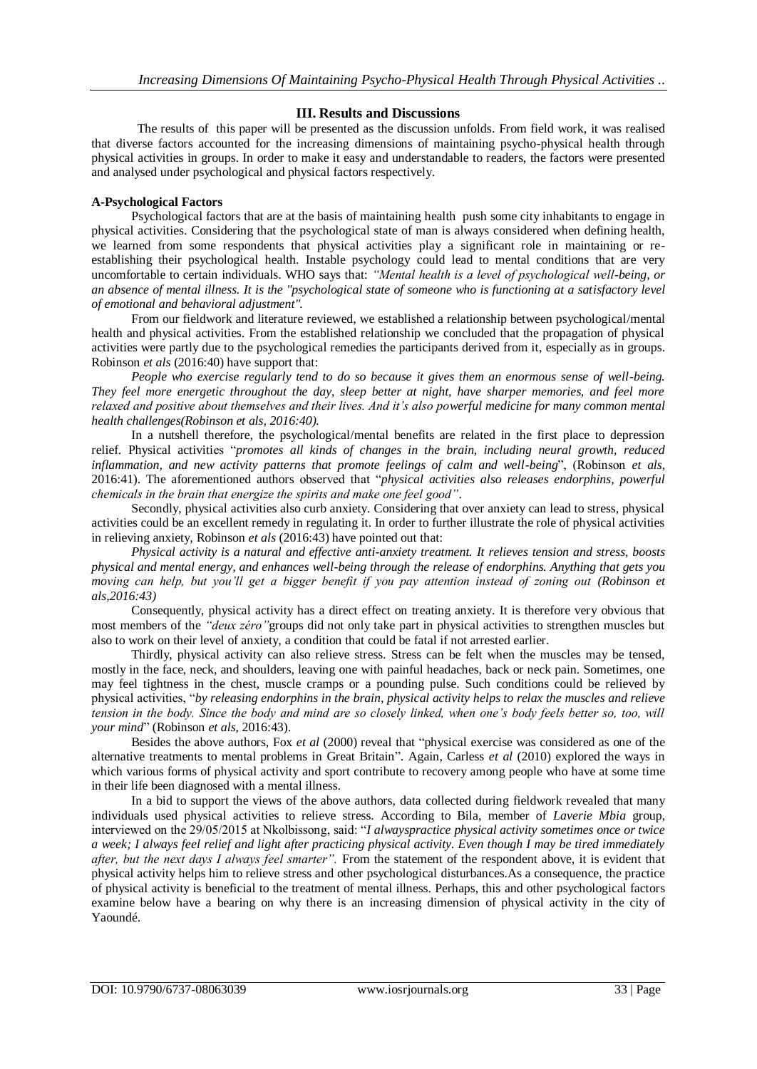## III. Results and Discussions

The results of this paper will be presented as the discussion unfolds. From field work, it was realised that diverse factors accounted for the increasing dimensions of maintaining psycho-physical health through physical activities in groups. In order to make it easy and understandable to readers, the factors were presented and analysed under psychological and physical factors respectively.

**A-Psychological Factors**

Psychological factors that are at the basis of maintaining health push some city inhabitants to engage in physical activities. Considering that the psychological state of man is always considered when defining health, we learned from some respondents that physical activities play a significant role in maintaining or re-establishing their psychological health. Instable psychology could lead to mental conditions that are very uncomfortable to certain individuals. WHO says that: *"Mental health is a level of psychological well-being, or an absence of mental illness. It is the "psychological state of someone who is functioning at a satisfactory level of emotional and behavioral adjustment".*

From our fieldwork and literature reviewed, we established a relationship between psychological/mental health and physical activities. From the established relationship we concluded that the propagation of physical activities were partly due to the psychological remedies the participants derived from it, especially as in groups. Robinson *et als* (2016:40) have support that:

*People who exercise regularly tend to do so because it gives them an enormous sense of well-being. They feel more energetic throughout the day, sleep better at night, have sharper memories, and feel more relaxed and positive about themselves and their lives. And it's also powerful medicine for many common mental health challenges(Robinson et als, 2016:40).*

In a nutshell therefore, the psychological/mental benefits are related in the first place to depression relief. Physical activities "*promotes all kinds of changes in the brain, including neural growth, reduced inflammation, and new activity patterns that promote feelings of calm and well-being*", (Robinson *et als*, 2016:41). The aforementioned authors observed that "*physical activities also releases endorphins, powerful chemicals in the brain that energize the spirits and make one feel good"*.

Secondly, physical activities also curb anxiety. Considering that over anxiety can lead to stress, physical activities could be an excellent remedy in regulating it. In order to further illustrate the role of physical activities in relieving anxiety, Robinson *et als* (2016:43) have pointed out that:

*Physical activity is a natural and effective anti-anxiety treatment. It relieves tension and stress, boosts physical and mental energy, and enhances well-being through the release of endorphins. Anything that gets you moving can help, but you'll get a bigger benefit if you pay attention instead of zoning out (Robinson et als,2016:43)*

Consequently, physical activity has a direct effect on treating anxiety. It is therefore very obvious that most members of the *"deux zéro"*groups did not only take part in physical activities to strengthen muscles but also to work on their level of anxiety, a condition that could be fatal if not arrested earlier.

Thirdly, physical activity can also relieve stress. Stress can be felt when the muscles may be tensed, mostly in the face, neck, and shoulders, leaving one with painful headaches, back or neck pain. Sometimes, one may feel tightness in the chest, muscle cramps or a pounding pulse. Such conditions could be relieved by physical activities, "*by releasing endorphins in the brain, physical activity helps to relax the muscles and relieve tension in the body. Since the body and mind are so closely linked, when one's body feels better so, too, will your mind*" (Robinson *et als*, 2016:43).

Besides the above authors, Fox *et al* (2000) reveal that "physical exercise was considered as one of the alternative treatments to mental problems in Great Britain". Again, Carless *et al* (2010) explored the ways in which various forms of physical activity and sport contribute to recovery among people who have at some time in their life been diagnosed with a mental illness.

In a bid to support the views of the above authors, data collected during fieldwork revealed that many individuals used physical activities to relieve stress. According to Bila, member of *Laverie Mbia* group, interviewed on the 29/05/2015 at Nkolbissong, said: "*I alwayspractice physical activity sometimes once or twice a week; I always feel relief and light after practicing physical activity. Even though I may be tired immediately after, but the next days I always feel smarter".* From the statement of the respondent above, it is evident that physical activity helps him to relieve stress and other psychological disturbances.As a consequence, the practice of physical activity is beneficial to the treatment of mental illness. Perhaps, this and other psychological factors examine below have a bearing on why there is an increasing dimension of physical activity in the city of Yaoundé.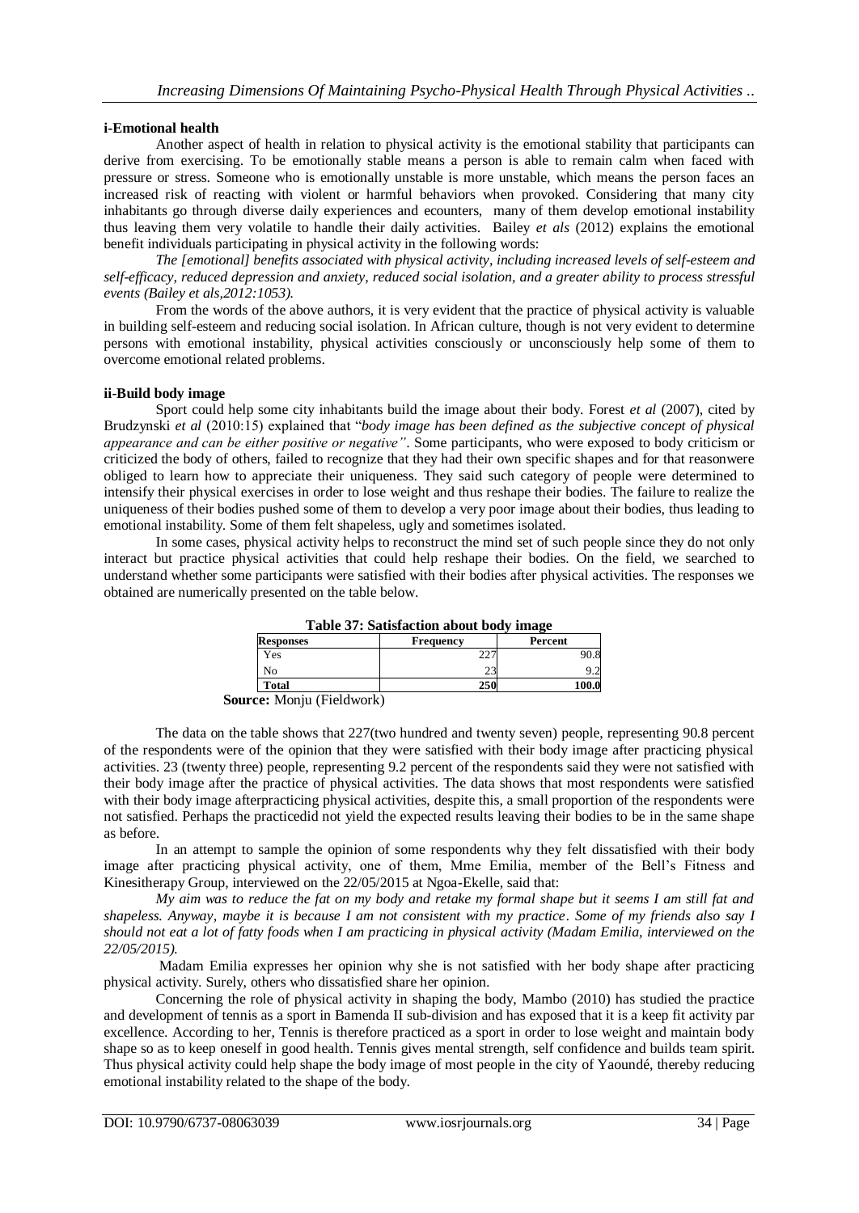**i-Emotional health**

Another aspect of health in relation to physical activity is the emotional stability that participants can derive from exercising. To be emotionally stable means a person is able to remain calm when faced with pressure or stress. Someone who is emotionally unstable is more unstable, which means the person faces an increased risk of reacting with violent or harmful behaviors when provoked. Considering that many city inhabitants go through diverse daily experiences and ecounters, many of them develop emotional instability thus leaving them very volatile to handle their daily activities. Bailey *et als* (2012) explains the emotional benefit individuals participating in physical activity in the following words:

*The [emotional] benefits associated with physical activity, including increased levels of self-esteem and self-efficacy, reduced depression and anxiety, reduced social isolation, and a greater ability to process stressful events (Bailey et als,2012:1053).*

From the words of the above authors, it is very evident that the practice of physical activity is valuable in building self-esteem and reducing social isolation. In African culture, though is not very evident to determine persons with emotional instability, physical activities consciously or unconsciously help some of them to overcome emotional related problems.

**ii-Build body image**

Sport could help some city inhabitants build the image about their body. Forest *et al* (2007), cited by Brudzynski *et al* (2010:15) explained that "*body image has been defined as the subjective concept of physical appearance and can be either positive or negative"*. Some participants, who were exposed to body criticism or criticized the body of others, failed to recognize that they had their own specific shapes and for that reasonwere obliged to learn how to appreciate their uniqueness. They said such category of people were determined to intensify their physical exercises in order to lose weight and thus reshape their bodies. The failure to realize the uniqueness of their bodies pushed some of them to develop a very poor image about their bodies, thus leading to emotional instability. Some of them felt shapeless, ugly and sometimes isolated.

In some cases, physical activity helps to reconstruct the mind set of such people since they do not only interact but practice physical activities that could help reshape their bodies. On the field, we searched to understand whether some participants were satisfied with their bodies after physical activities. The responses we obtained are numerically presented on the table below.

**Table 37: Satisfaction about body image**

| Responses | Frequency | Percent |
|---|---|---|
| Yes | 227 | 90.8 |
| No | 23 | 9.2 |
| **Total** | **250** | **100.0** |

**Source:** Monju (Fieldwork)

The data on the table shows that 227(two hundred and twenty seven) people, representing 90.8 percent of the respondents were of the opinion that they were satisfied with their body image after practicing physical activities. 23 (twenty three) people, representing 9.2 percent of the respondents said they were not satisfied with their body image after the practice of physical activities. The data shows that most respondents were satisfied with their body image afterpracticing physical activities, despite this, a small proportion of the respondents were not satisfied. Perhaps the practicedid not yield the expected results leaving their bodies to be in the same shape as before.

In an attempt to sample the opinion of some respondents why they felt dissatisfied with their body image after practicing physical activity, one of them, Mme Emilia, member of the Bell's Fitness and Kinesitherapy Group, interviewed on the 22/05/2015 at Ngoa-Ekelle, said that:

*My aim was to reduce the fat on my body and retake my formal shape but it seems I am still fat and shapeless. Anyway, maybe it is because I am not consistent with my practice. Some of my friends also say I should not eat a lot of fatty foods when I am practicing in physical activity (Madam Emilia, interviewed on the 22/05/2015).*

Madam Emilia expresses her opinion why she is not satisfied with her body shape after practicing physical activity. Surely, others who dissatisfied share her opinion.

Concerning the role of physical activity in shaping the body, Mambo (2010) has studied the practice and development of tennis as a sport in Bamenda II sub-division and has exposed that it is a keep fit activity par excellence. According to her, Tennis is therefore practiced as a sport in order to lose weight and maintain body shape so as to keep oneself in good health. Tennis gives mental strength, self confidence and builds team spirit. Thus physical activity could help shape the body image of most people in the city of Yaoundé, thereby reducing emotional instability related to the shape of the body.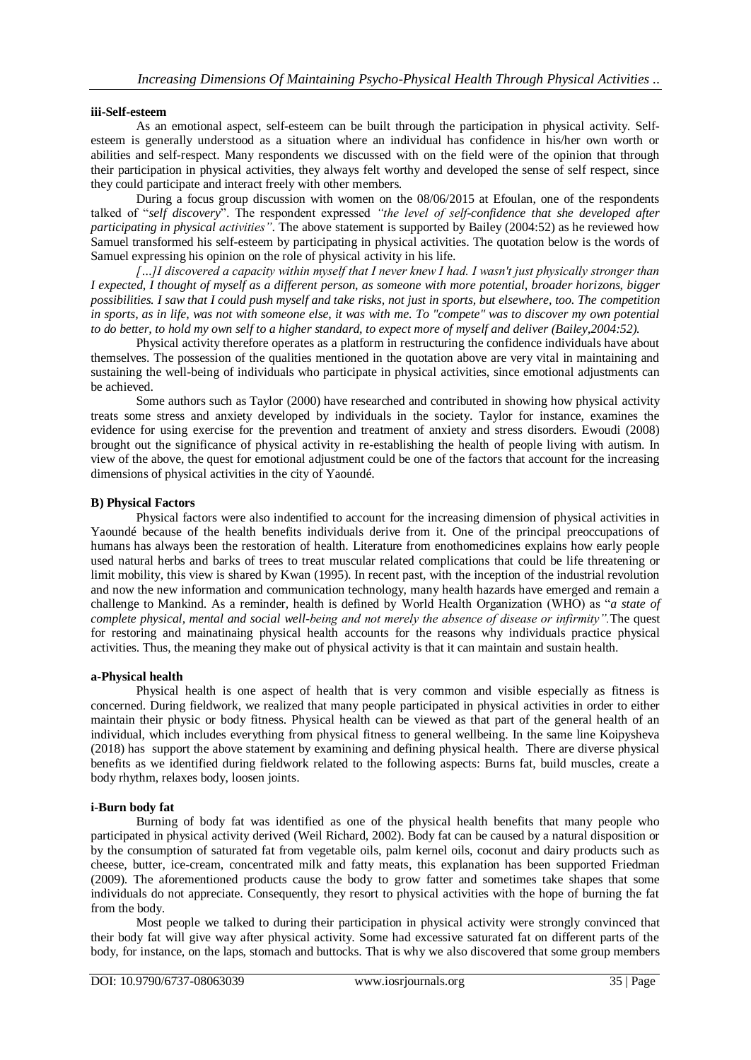#### iii-Self-esteem

As an emotional aspect, self-esteem can be built through the participation in physical activity. Self-esteem is generally understood as a situation where an individual has confidence in his/her own worth or abilities and self-respect. Many respondents we discussed with on the field were of the opinion that through their participation in physical activities, they always felt worthy and developed the sense of self respect, since they could participate and interact freely with other members.

During a focus group discussion with women on the 08/06/2015 at Efoulan, one of the respondents talked of "*self discovery*". The respondent expressed *"the level of self-confidence that she developed after participating in physical activities"*. The above statement is supported by Bailey (2004:52) as he reviewed how Samuel transformed his self-esteem by participating in physical activities. The quotation below is the words of Samuel expressing his opinion on the role of physical activity in his life.

*[…]I discovered a capacity within myself that I never knew I had. I wasn't just physically stronger than I expected, I thought of myself as a different person, as someone with more potential, broader horizons, bigger possibilities. I saw that I could push myself and take risks, not just in sports, but elsewhere, too. The competition in sports, as in life, was not with someone else, it was with me. To "compete" was to discover my own potential to do better, to hold my own self to a higher standard, to expect more of myself and deliver (Bailey,2004:52).*

Physical activity therefore operates as a platform in restructuring the confidence individuals have about themselves. The possession of the qualities mentioned in the quotation above are very vital in maintaining and sustaining the well-being of individuals who participate in physical activities, since emotional adjustments can be achieved.

Some authors such as Taylor (2000) have researched and contributed in showing how physical activity treats some stress and anxiety developed by individuals in the society. Taylor for instance, examines the evidence for using exercise for the prevention and treatment of anxiety and stress disorders. Ewoudi (2008) brought out the significance of physical activity in re-establishing the health of people living with autism. In view of the above, the quest for emotional adjustment could be one of the factors that account for the increasing dimensions of physical activities in the city of Yaoundé.

### B) Physical Factors

Physical factors were also indentified to account for the increasing dimension of physical activities in Yaoundé because of the health benefits individuals derive from it. One of the principal preoccupations of humans has always been the restoration of health. Literature from enothomedicines explains how early people used natural herbs and barks of trees to treat muscular related complications that could be life threatening or limit mobility, this view is shared by Kwan (1995). In recent past, with the inception of the industrial revolution and now the new information and communication technology, many health hazards have emerged and remain a challenge to Mankind. As a reminder, health is defined by World Health Organization (WHO) as "*a state of complete physical, mental and social well-being and not merely the absence of disease or infirmity".*The quest for restoring and mainatinaing physical health accounts for the reasons why individuals practice physical activities. Thus, the meaning they make out of physical activity is that it can maintain and sustain health.

#### a-Physical health

Physical health is one aspect of health that is very common and visible especially as fitness is concerned. During fieldwork, we realized that many people participated in physical activities in order to either maintain their physic or body fitness. Physical health can be viewed as that part of the general health of an individual, which includes everything from physical fitness to general wellbeing. In the same line Koipysheva (2018) has support the above statement by examining and defining physical health. There are diverse physical benefits as we identified during fieldwork related to the following aspects: Burns fat, build muscles, create a body rhythm, relaxes body, loosen joints.

#### i-Burn body fat

Burning of body fat was identified as one of the physical health benefits that many people who participated in physical activity derived (Weil Richard, 2002). Body fat can be caused by a natural disposition or by the consumption of saturated fat from vegetable oils, palm kernel oils, coconut and dairy products such as cheese, butter, ice-cream, concentrated milk and fatty meats, this explanation has been supported Friedman (2009). The aforementioned products cause the body to grow fatter and sometimes take shapes that some individuals do not appreciate. Consequently, they resort to physical activities with the hope of burning the fat from the body.

Most people we talked to during their participation in physical activity were strongly convinced that their body fat will give way after physical activity. Some had excessive saturated fat on different parts of the body, for instance, on the laps, stomach and buttocks. That is why we also discovered that some group members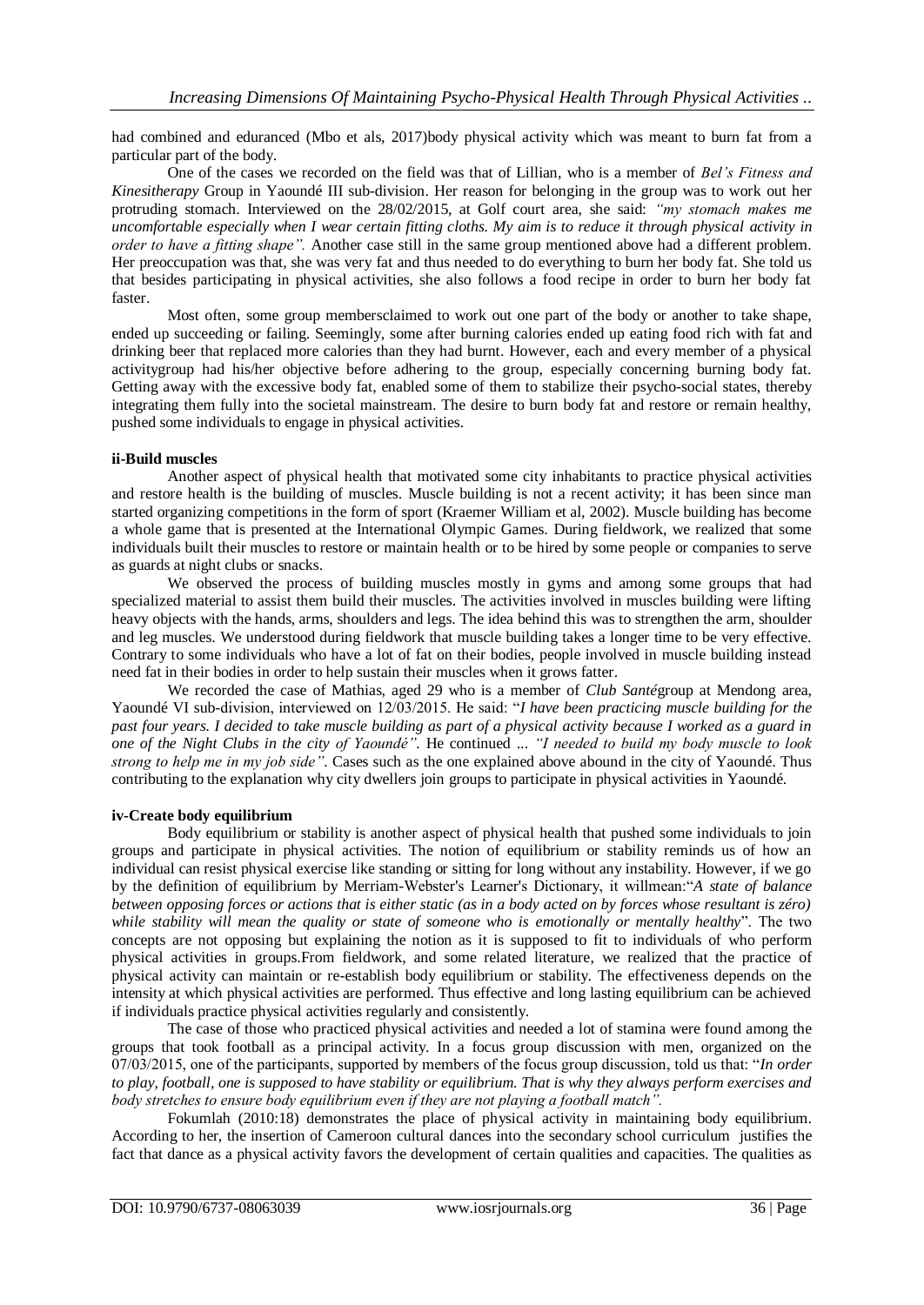had combined and eduranced (Mbo et als, 2017)body physical activity which was meant to burn fat from a particular part of the body.

One of the cases we recorded on the field was that of Lillian, who is a member of *Bel's Fitness and Kinesitherapy* Group in Yaoundé III sub-division. Her reason for belonging in the group was to work out her protruding stomach. Interviewed on the 28/02/2015, at Golf court area, she said: *"my stomach makes me uncomfortable especially when I wear certain fitting cloths. My aim is to reduce it through physical activity in order to have a fitting shape".* Another case still in the same group mentioned above had a different problem. Her preoccupation was that, she was very fat and thus needed to do everything to burn her body fat. She told us that besides participating in physical activities, she also follows a food recipe in order to burn her body fat faster.

Most often, some group membersclaimed to work out one part of the body or another to take shape, ended up succeeding or failing. Seemingly, some after burning calories ended up eating food rich with fat and drinking beer that replaced more calories than they had burnt. However, each and every member of a physical activitygroup had his/her objective before adhering to the group, especially concerning burning body fat. Getting away with the excessive body fat, enabled some of them to stabilize their psycho-social states, thereby integrating them fully into the societal mainstream. The desire to burn body fat and restore or remain healthy, pushed some individuals to engage in physical activities.

#### ii-Build muscles

Another aspect of physical health that motivated some city inhabitants to practice physical activities and restore health is the building of muscles. Muscle building is not a recent activity; it has been since man started organizing competitions in the form of sport (Kraemer William et al, 2002). Muscle building has become a whole game that is presented at the International Olympic Games. During fieldwork, we realized that some individuals built their muscles to restore or maintain health or to be hired by some people or companies to serve as guards at night clubs or snacks.

We observed the process of building muscles mostly in gyms and among some groups that had specialized material to assist them build their muscles. The activities involved in muscles building were lifting heavy objects with the hands, arms, shoulders and legs. The idea behind this was to strengthen the arm, shoulder and leg muscles. We understood during fieldwork that muscle building takes a longer time to be very effective. Contrary to some individuals who have a lot of fat on their bodies, people involved in muscle building instead need fat in their bodies in order to help sustain their muscles when it grows fatter.

We recorded the case of Mathias, aged 29 who is a member of *Club Santé*group at Mendong area, Yaoundé VI sub-division, interviewed on 12/03/2015. He said: "*I have been practicing muscle building for the past four years. I decided to take muscle building as part of a physical activity because I worked as a guard in one of the Night Clubs in the city of Yaoundé".* He continued ... *"I needed to build my body muscle to look strong to help me in my job side".* Cases such as the one explained above abound in the city of Yaoundé. Thus contributing to the explanation why city dwellers join groups to participate in physical activities in Yaoundé.

#### iv-Create body equilibrium

Body equilibrium or stability is another aspect of physical health that pushed some individuals to join groups and participate in physical activities. The notion of equilibrium or stability reminds us of how an individual can resist physical exercise like standing or sitting for long without any instability. However, if we go by the definition of equilibrium by Merriam-Webster's Learner's Dictionary, it willmean:"*A state of balance between opposing forces or actions that is either static (as in a body acted on by forces whose resultant is zéro) while stability will mean the quality or state of someone who is emotionally or mentally healthy*". The two concepts are not opposing but explaining the notion as it is supposed to fit to individuals of who perform physical activities in groups.From fieldwork, and some related literature, we realized that the practice of physical activity can maintain or re-establish body equilibrium or stability. The effectiveness depends on the intensity at which physical activities are performed. Thus effective and long lasting equilibrium can be achieved if individuals practice physical activities regularly and consistently.

The case of those who practiced physical activities and needed a lot of stamina were found among the groups that took football as a principal activity. In a focus group discussion with men, organized on the 07/03/2015, one of the participants, supported by members of the focus group discussion, told us that: "*In order to play, football, one is supposed to have stability or equilibrium. That is why they always perform exercises and body stretches to ensure body equilibrium even if they are not playing a football match".*

Fokumlah (2010:18) demonstrates the place of physical activity in maintaining body equilibrium. According to her, the insertion of Cameroon cultural dances into the secondary school curriculum justifies the fact that dance as a physical activity favors the development of certain qualities and capacities. The qualities as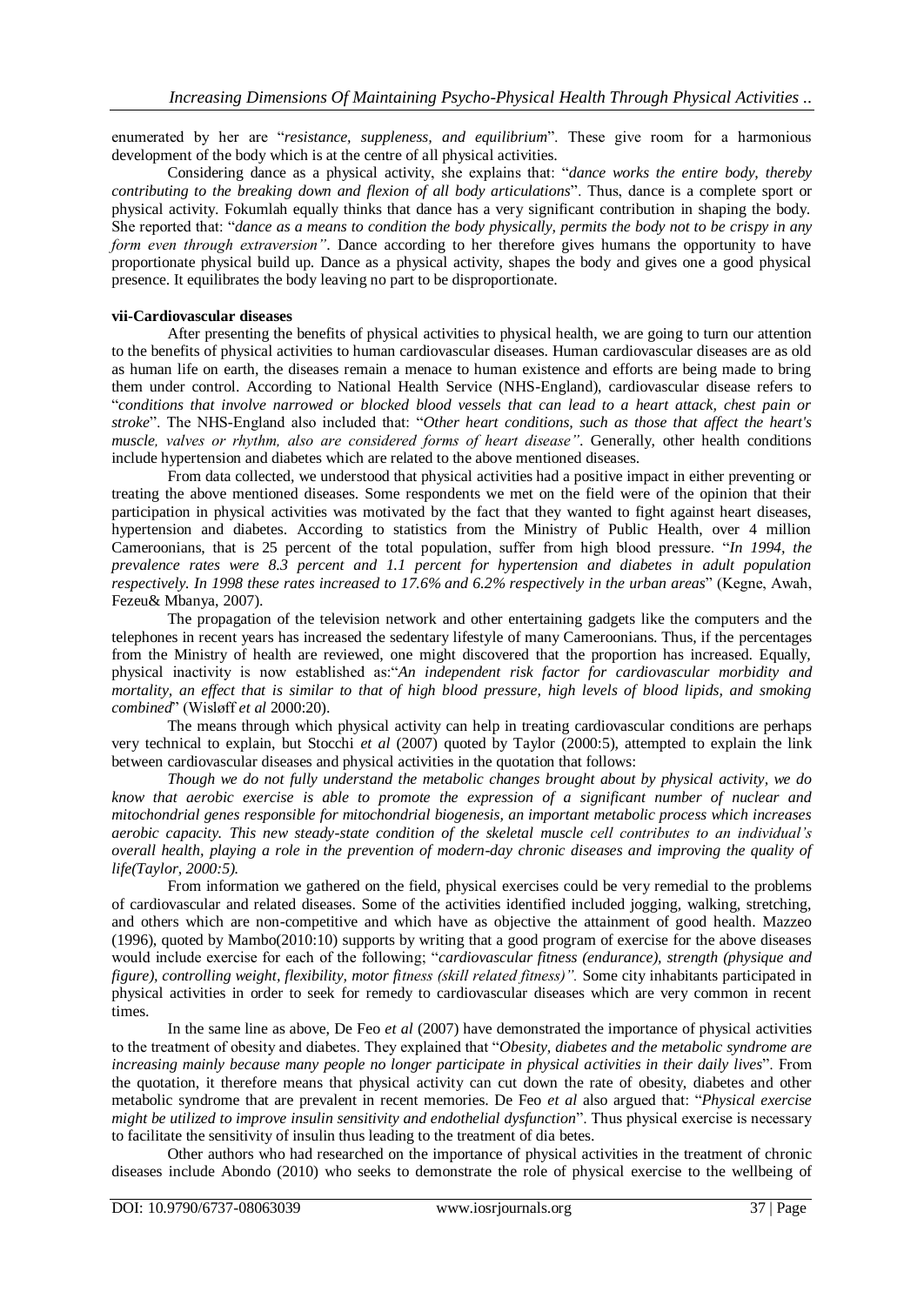enumerated by her are "*resistance, suppleness, and equilibrium*". These give room for a harmonious development of the body which is at the centre of all physical activities.

Considering dance as a physical activity, she explains that: "*dance works the entire body, thereby contributing to the breaking down and flexion of all body articulations*". Thus, dance is a complete sport or physical activity. Fokumlah equally thinks that dance has a very significant contribution in shaping the body. She reported that: "*dance as a means to condition the body physically, permits the body not to be crispy in any form even through extraversion"*. Dance according to her therefore gives humans the opportunity to have proportionate physical build up. Dance as a physical activity, shapes the body and gives one a good physical presence. It equilibrates the body leaving no part to be disproportionate.

**vii-Cardiovascular diseases**

After presenting the benefits of physical activities to physical health, we are going to turn our attention to the benefits of physical activities to human cardiovascular diseases. Human cardiovascular diseases are as old as human life on earth, the diseases remain a menace to human existence and efforts are being made to bring them under control. According to National Health Service (NHS-England), cardiovascular disease refers to "*conditions that involve narrowed or blocked blood vessels that can lead to a heart attack, chest pain or stroke*". The NHS-England also included that: "*Other heart conditions, such as those that affect the heart's muscle, valves or rhythm, also are considered forms of heart disease"*. Generally, other health conditions include hypertension and diabetes which are related to the above mentioned diseases.

From data collected, we understood that physical activities had a positive impact in either preventing or treating the above mentioned diseases. Some respondents we met on the field were of the opinion that their participation in physical activities was motivated by the fact that they wanted to fight against heart diseases, hypertension and diabetes. According to statistics from the Ministry of Public Health, over 4 million Cameroonians, that is 25 percent of the total population, suffer from high blood pressure. "*In 1994, the prevalence rates were 8.3 percent and 1.1 percent for hypertension and diabetes in adult population respectively. In 1998 these rates increased to 17.6% and 6.2% respectively in the urban areas*" (Kegne, Awah, Fezeu& Mbanya, 2007).

The propagation of the television network and other entertaining gadgets like the computers and the telephones in recent years has increased the sedentary lifestyle of many Cameroonians. Thus, if the percentages from the Ministry of health are reviewed, one might discovered that the proportion has increased. Equally, physical inactivity is now established as:"*An independent risk factor for cardiovascular morbidity and mortality, an effect that is similar to that of high blood pressure, high levels of blood lipids, and smoking combined*" (Wisløff *et al* 2000:20).

The means through which physical activity can help in treating cardiovascular conditions are perhaps very technical to explain, but Stocchi *et al* (2007) quoted by Taylor (2000:5), attempted to explain the link between cardiovascular diseases and physical activities in the quotation that follows:

*Though we do not fully understand the metabolic changes brought about by physical activity, we do know that aerobic exercise is able to promote the expression of a significant number of nuclear and mitochondrial genes responsible for mitochondrial biogenesis, an important metabolic process which increases aerobic capacity. This new steady-state condition of the skeletal muscle cell contributes to an individual's overall health, playing a role in the prevention of modern-day chronic diseases and improving the quality of life(Taylor, 2000:5).*

From information we gathered on the field, physical exercises could be very remedial to the problems of cardiovascular and related diseases. Some of the activities identified included jogging, walking, stretching, and others which are non-competitive and which have as objective the attainment of good health. Mazzeo (1996), quoted by Mambo(2010:10) supports by writing that a good program of exercise for the above diseases would include exercise for each of the following; "*cardiovascular fitness (endurance), strength (physique and figure), controlling weight, flexibility, motor fitness (skill related fitness)".* Some city inhabitants participated in physical activities in order to seek for remedy to cardiovascular diseases which are very common in recent times.

In the same line as above, De Feo *et al* (2007) have demonstrated the importance of physical activities to the treatment of obesity and diabetes. They explained that "*Obesity, diabetes and the metabolic syndrome are increasing mainly because many people no longer participate in physical activities in their daily lives*". From the quotation, it therefore means that physical activity can cut down the rate of obesity, diabetes and other metabolic syndrome that are prevalent in recent memories. De Feo *et al* also argued that: "*Physical exercise might be utilized to improve insulin sensitivity and endothelial dysfunction*". Thus physical exercise is necessary to facilitate the sensitivity of insulin thus leading to the treatment of dia betes.

Other authors who had researched on the importance of physical activities in the treatment of chronic diseases include Abondo (2010) who seeks to demonstrate the role of physical exercise to the wellbeing of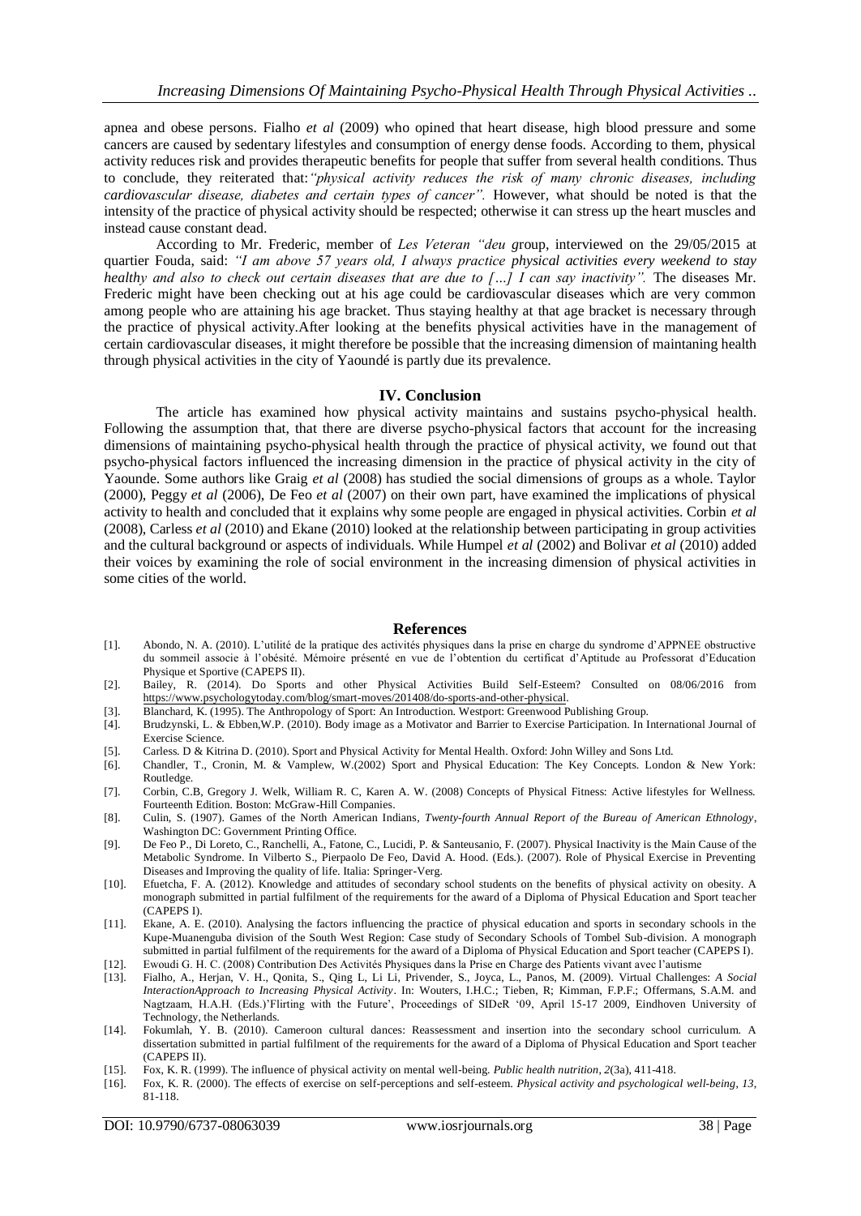apnea and obese persons. Fialho *et al* (2009) who opined that heart disease, high blood pressure and some cancers are caused by sedentary lifestyles and consumption of energy dense foods. According to them, physical activity reduces risk and provides therapeutic benefits for people that suffer from several health conditions. Thus to conclude, they reiterated that:*"physical activity reduces the risk of many chronic diseases, including cardiovascular disease, diabetes and certain types of cancer".* However, what should be noted is that the intensity of the practice of physical activity should be respected; otherwise it can stress up the heart muscles and instead cause constant dead.

According to Mr. Frederic, member of *Les Veteran "deu g*roup, interviewed on the 29/05/2015 at quartier Fouda, said: *"I am above 57 years old, I always practice physical activities every weekend to stay healthy and also to check out certain diseases that are due to […] I can say inactivity".* The diseases Mr. Frederic might have been checking out at his age could be cardiovascular diseases which are very common among people who are attaining his age bracket. Thus staying healthy at that age bracket is necessary through the practice of physical activity.After looking at the benefits physical activities have in the management of certain cardiovascular diseases, it might therefore be possible that the increasing dimension of maintaning health through physical activities in the city of Yaoundé is partly due its prevalence.

## IV. Conclusion

The article has examined how physical activity maintains and sustains psycho-physical health. Following the assumption that, that there are diverse psycho-physical factors that account for the increasing dimensions of maintaining psycho-physical health through the practice of physical activity, we found out that psycho-physical factors influenced the increasing dimension in the practice of physical activity in the city of Yaounde. Some authors like Graig *et al* (2008) has studied the social dimensions of groups as a whole. Taylor (2000), Peggy *et al* (2006), De Feo *et al* (2007) on their own part, have examined the implications of physical activity to health and concluded that it explains why some people are engaged in physical activities. Corbin *et al* (2008), Carless *et al* (2010) and Ekane (2010) looked at the relationship between participating in group activities and the cultural background or aspects of individuals. While Humpel *et al* (2002) and Bolivar *et al* (2010) added their voices by examining the role of social environment in the increasing dimension of physical activities in some cities of the world.

## References

[1]. Abondo, N. A. (2010). L'utilité de la pratique des activités physiques dans la prise en charge du syndrome d'APPNEE obstructive du sommeil associe à l'obésité. Mémoire présenté en vue de l'obtention du certificat d'Aptitude au Professorat d'Education Physique et Sportive (CAPEPS II).

[2]. Bailey, R. (2014). Do Sports and other Physical Activities Build Self-Esteem? Consulted on 08/06/2016 from https://www.psychologytoday.com/blog/smart-moves/201408/do-sports-and-other-physical.

[3]. Blanchard, K. (1995). The Anthropology of Sport: An Introduction. Westport: Greenwood Publishing Group.

[4]. Brudzynski, L. & Ebben,W.P. (2010). Body image as a Motivator and Barrier to Exercise Participation. In International Journal of Exercise Science.

[5]. Carless. D & Kitrina D. (2010). Sport and Physical Activity for Mental Health. Oxford: John Willey and Sons Ltd.

[6]. Chandler, T., Cronin, M. & Vamplew, W.(2002) Sport and Physical Education: The Key Concepts. London & New York: Routledge.

[7]. Corbin, C.B, Gregory J. Welk, William R. C, Karen A. W. (2008) Concepts of Physical Fitness: Active lifestyles for Wellness. Fourteenth Edition. Boston: McGraw-Hill Companies.

[8]. Culin, S. (1907). Games of the North American Indians, *Twenty-fourth Annual Report of the Bureau of American Ethnology*, Washington DC: Government Printing Office.

[9]. De Feo P., Di Loreto, C., Ranchelli, A., Fatone, C., Lucidi, P. & Santeusanio, F. (2007). Physical Inactivity is the Main Cause of the Metabolic Syndrome. In Vilberto S., Pierpaolo De Feo, David A. Hood. (Eds.). (2007). Role of Physical Exercise in Preventing Diseases and Improving the quality of life. Italia: Springer-Verg.

[10]. Efuetcha, F. A. (2012). Knowledge and attitudes of secondary school students on the benefits of physical activity on obesity. A monograph submitted in partial fulfilment of the requirements for the award of a Diploma of Physical Education and Sport teacher (CAPEPS I).

[11]. Ekane, A. E. (2010). Analysing the factors influencing the practice of physical education and sports in secondary schools in the Kupe-Muanenguba division of the South West Region: Case study of Secondary Schools of Tombel Sub-division. A monograph submitted in partial fulfilment of the requirements for the award of a Diploma of Physical Education and Sport teacher (CAPEPS I).

[12]. Ewoudi G. H. C. (2008) Contribution Des Activités Physiques dans la Prise en Charge des Patients vivant avec l'autisme

[13]. Fialho, A., Herjan, V. H., Qonita, S., Qing L, Li Li, Privender, S., Joyca, L., Panos, M. (2009). Virtual Challenges: *A Social InteractionApproach to Increasing Physical Activity*. In: Wouters, I.H.C.; Tieben, R; Kimman, F.P.F.; Offermans, S.A.M. and Nagtzaam, H.A.H. (Eds.)'Flirting with the Future', Proceedings of SIDeR '09, April 15-17 2009, Eindhoven University of Technology, the Netherlands.

[14]. Fokumlah, Y. B. (2010). Cameroon cultural dances: Reassessment and insertion into the secondary school curriculum. A dissertation submitted in partial fulfilment of the requirements for the award of a Diploma of Physical Education and Sport teacher (CAPEPS II).

[15]. Fox, K. R. (1999). The influence of physical activity on mental well-being. *Public health nutrition*, *2*(3a), 411-418.

[16]. Fox, K. R. (2000). The effects of exercise on self-perceptions and self-esteem. *Physical activity and psychological well-being*, *13*, 81-118.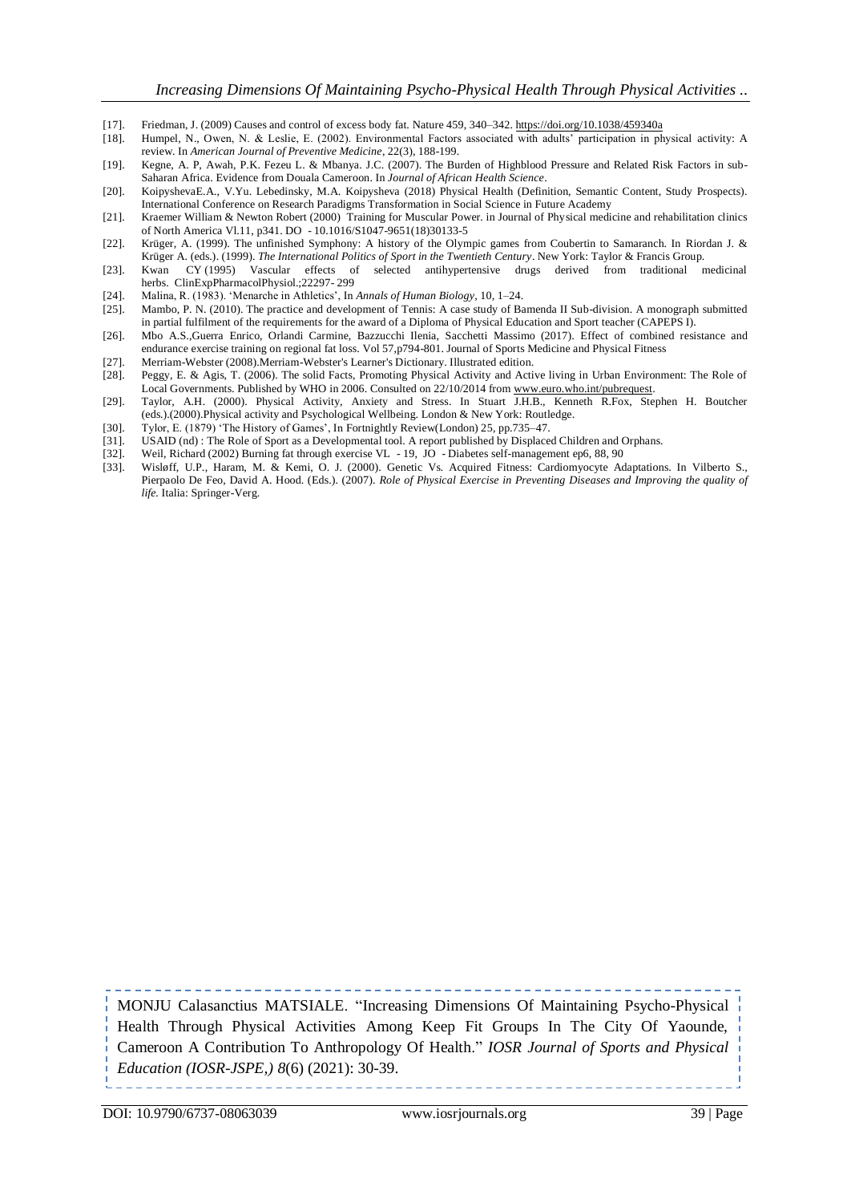[17]. Friedman, J. (2009) Causes and control of excess body fat. Nature 459, 340–342. https://doi.org/10.1038/459340a

[18]. Humpel, N., Owen, N. & Leslie, E. (2002). Environmental Factors associated with adults' participation in physical activity: A review. In *American Journal of Preventive Medicine*, 22(3), 188-199.

[19]. Kegne, A. P, Awah, P.K. Fezeu L. & Mbanya. J.C. (2007). The Burden of Highblood Pressure and Related Risk Factors in sub-Saharan Africa. Evidence from Douala Cameroon. In *Journal of African Health Science*.

[20]. KoipyshevaE.A., V.Yu. Lebedinsky, M.A. Koipysheva (2018) Physical Health (Definition, Semantic Content, Study Prospects). International Conference on Research Paradigms Transformation in Social Science in Future Academy

[21]. Kraemer William & Newton Robert (2000) Training for Muscular Power. in Journal of Physical medicine and rehabilitation clinics of North America Vl.11, p341. DO - 10.1016/S1047-9651(18)30133-5

[22]. Krüger, A. (1999). The unfinished Symphony: A history of the Olympic games from Coubertin to Samaranch. In Riordan J. & Krüger A. (eds.). (1999). *The International Politics of Sport in the Twentieth Century*. New York: Taylor & Francis Group.

[23]. Kwan CY (1995) Vascular effects of selected antihypertensive drugs derived from traditional medicinal herbs. ClinExpPharmacolPhysiol.;22297- 299

[24]. Malina, R. (1983). 'Menarche in Athletics', In *Annals of Human Biology*, 10, 1–24.

[25]. Mambo, P. N. (2010). The practice and development of Tennis: A case study of Bamenda II Sub-division. A monograph submitted in partial fulfilment of the requirements for the award of a Diploma of Physical Education and Sport teacher (CAPEPS I).

[26]. Mbo A.S.,Guerra Enrico, Orlandi Carmine, Bazzucchi Ilenia, Sacchetti Massimo (2017). Effect of combined resistance and endurance exercise training on regional fat loss. Vol 57,p794-801. Journal of Sports Medicine and Physical Fitness

[27]. Merriam-Webster (2008).Merriam-Webster's Learner's Dictionary. Illustrated edition.

[28]. Peggy, E. & Agis, T. (2006). The solid Facts, Promoting Physical Activity and Active living in Urban Environment: The Role of Local Governments. Published by WHO in 2006. Consulted on 22/10/2014 from www.euro.who.int/pubrequest.

[29]. Taylor, A.H. (2000). Physical Activity, Anxiety and Stress. In Stuart J.H.B., Kenneth R.Fox, Stephen H. Boutcher (eds.).(2000).Physical activity and Psychological Wellbeing. London & New York: Routledge.

[30]. Tylor, E. (1879) 'The History of Games', In Fortnightly Review(London) 25, pp.735–47.

[31]. USAID (nd) : The Role of Sport as a Developmental tool. A report published by Displaced Children and Orphans.

[32]. Weil, Richard (2002) Burning fat through exercise VL - 19, JO - Diabetes self-management ep6, 88, 90

[33]. Wisløff, U.P., Haram, M. & Kemi, O. J. (2000). Genetic Vs. Acquired Fitness: Cardiomyocyte Adaptations. In Vilberto S., Pierpaolo De Feo, David A. Hood. (Eds.). (2007). *Role of Physical Exercise in Preventing Diseases and Improving the quality of life.* Italia: Springer-Verg.

MONJU Calasanctius MATSIALE. "Increasing Dimensions Of Maintaining Psycho-Physical Health Through Physical Activities Among Keep Fit Groups In The City Of Yaounde, Cameroon A Contribution To Anthropology Of Health." *IOSR Journal of Sports and Physical Education (IOSR-JSPE,) 8*(6) (2021): 30-39.